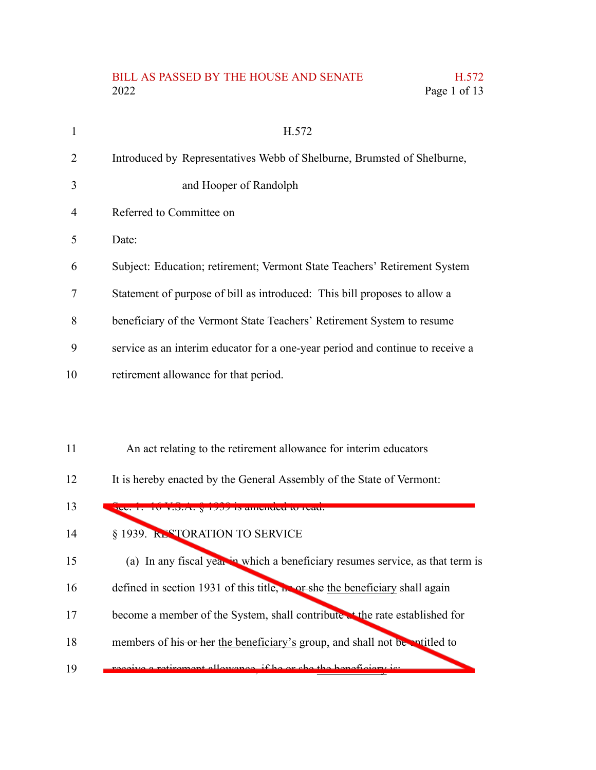H.572

Introduced by Representatives Webb of Shelburne, Brumsted of Shelburne, and Hooper of Randolph

Referred to Committee on

Date:

Subject: Education; retirement; Vermont State Teachers' Retirement System

Statement of purpose of bill as introduced: This bill proposes to allow a beneficiary of the Vermont State Teachers' Retirement System to resume service as an interim educator for a one-year period and continue to receive a retirement allowance for that period.

An act relating to the retirement allowance for interim educators

It is hereby enacted by the General Assembly of the State of Vermont:

Sec. 1. 16 V.S.A. § 1939 is amended to read:

§ 1939. RESTORATION TO SERVICE

(a) In any fiscal year in which a beneficiary resumes service, as that term is defined in section 1931 of this title, ~~he or she~~ the beneficiary shall again become a member of the System, shall contribute at the rate established for members of ~~his or her~~ the beneficiary's group, and shall not be entitled to receive a retirement allowance, if ~~he or she~~ the beneficiary is: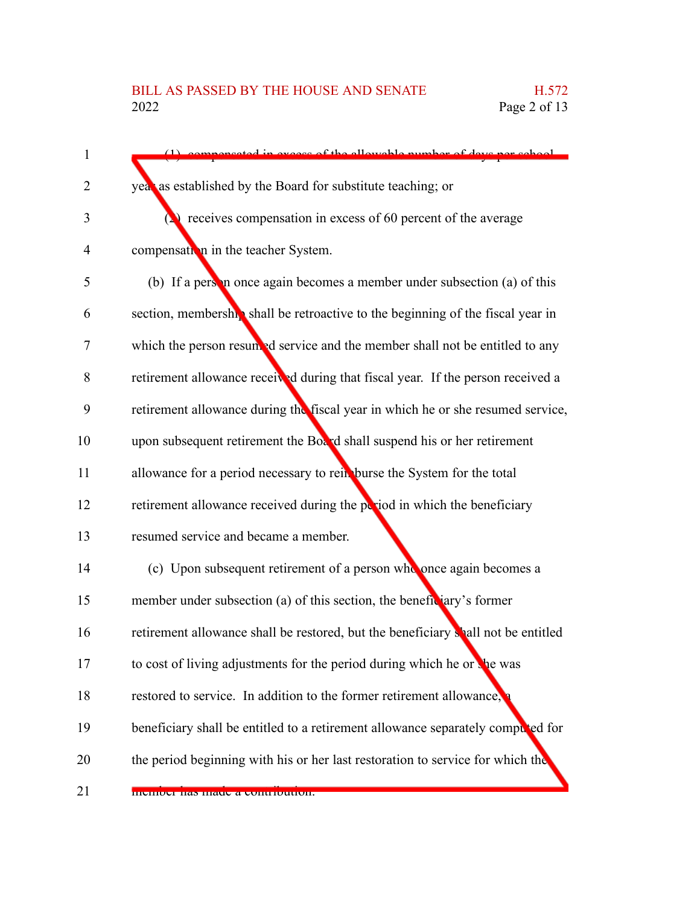(1) compensated in excess of the allowable number of days per school year as established by the Board for substitute teaching; or

(2) receives compensation in excess of 60 percent of the average compensation in the teacher System.

(b) If a person once again becomes a member under subsection (a) of this section, membership shall be retroactive to the beginning of the fiscal year in which the person resumed service and the member shall not be entitled to any retirement allowance received during that fiscal year. If the person received a retirement allowance during the fiscal year in which he or she resumed service, upon subsequent retirement the Board shall suspend his or her retirement allowance for a period necessary to reimburse the System for the total retirement allowance received during the period in which the beneficiary resumed service and became a member.

(c) Upon subsequent retirement of a person who once again becomes a member under subsection (a) of this section, the beneficiary's former retirement allowance shall be restored, but the beneficiary shall not be entitled to cost of living adjustments for the period during which he or she was restored to service. In addition to the former retirement allowance, a beneficiary shall be entitled to a retirement allowance separately computed for the period beginning with his or her last restoration to service for which the member has made a contribution.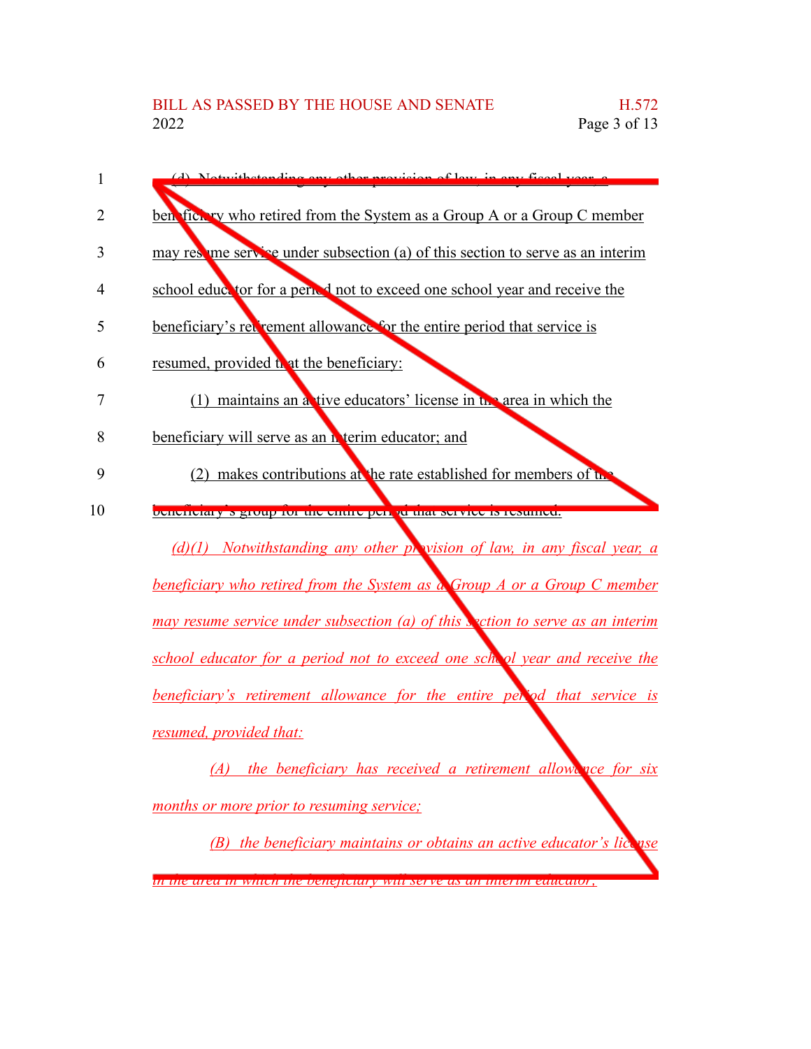(d) Notwithstanding any other provision of law, in any fiscal year, a beneficiary who retired from the System as a Group A or a Group C member may resume service under subsection (a) of this section to serve as an interim school educator for a period not to exceed one school year and receive the beneficiary's retirement allowance for the entire period that service is resumed, provided that the beneficiary:

(1) maintains an active educators' license in the area in which the beneficiary will serve as an interim educator; and

(2) makes contributions at the rate established for members of the beneficiary's group for the entire period that service is resumed.

*(d)(1) Notwithstanding any other provision of law, in any fiscal year, a beneficiary who retired from the System as a Group A or a Group C member may resume service under subsection (a) of this section to serve as an interim school educator for a period not to exceed one school year and receive the beneficiary's retirement allowance for the entire period that service is resumed, provided that:*

*(A) the beneficiary has received a retirement allowance for six months or more prior to resuming service;*

*(B) the beneficiary maintains or obtains an active educator's license in the area in which the beneficiary will serve as an interim educator;*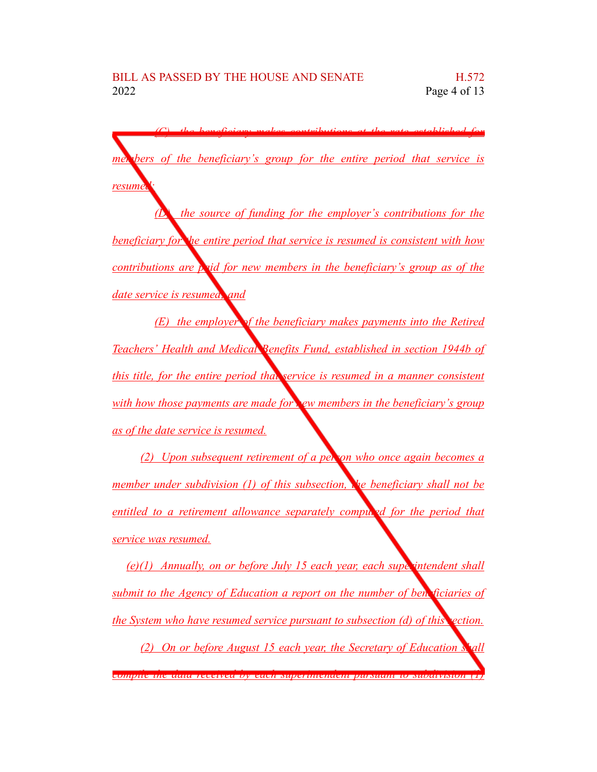*(C) the beneficiary makes contributions at the rate established for members of the beneficiary's group for the entire period that service is resumed;*

*(D) the source of funding for the employer's contributions for the beneficiary for the entire period that service is resumed is consistent with how contributions are paid for new members in the beneficiary's group as of the date service is resumed; and*

*(E) the employer of the beneficiary makes payments into the Retired Teachers' Health and Medical Benefits Fund, established in section 1944b of this title, for the entire period that service is resumed in a manner consistent with how those payments are made for new members in the beneficiary's group as of the date service is resumed.*

*(2) Upon subsequent retirement of a person who once again becomes a member under subdivision (1) of this subsection, the beneficiary shall not be entitled to a retirement allowance separately computed for the period that service was resumed.*

*(e)(1) Annually, on or before July 15 each year, each superintendent shall submit to the Agency of Education a report on the number of beneficiaries of the System who have resumed service pursuant to subsection (d) of this section.*

*(2) On or before August 15 each year, the Secretary of Education shall compile the data received by each superintendent pursuant to subdivision (1)*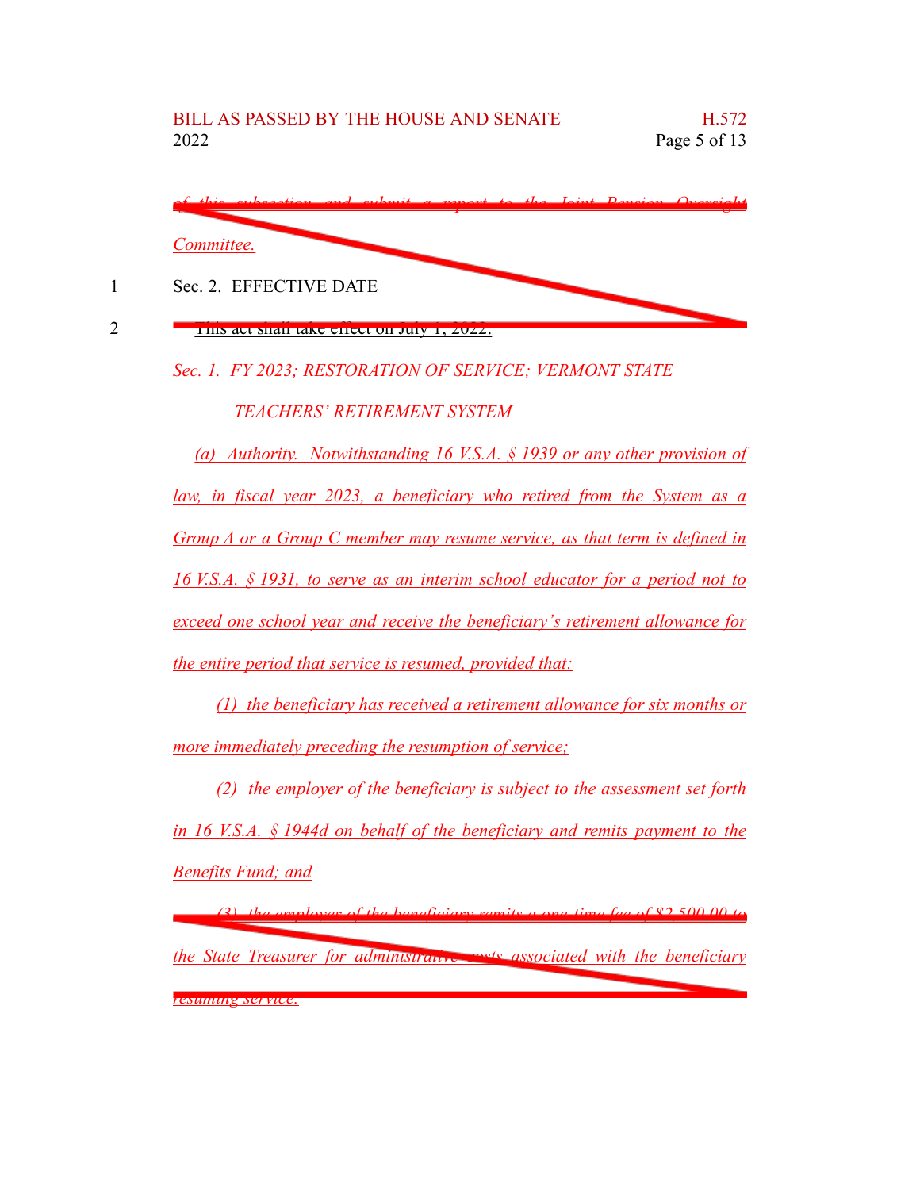*of this subsection and submit a report to the Joint Pension Oversight Committee.*

Sec. 2. EFFECTIVE DATE

~~This act shall take effect on July 1, 2022.~~

*Sec. 1. FY 2023; RESTORATION OF SERVICE; VERMONT STATE TEACHERS' RETIREMENT SYSTEM*

*(a) Authority. Notwithstanding 16 V.S.A. § 1939 or any other provision of law, in fiscal year 2023, a beneficiary who retired from the System as a Group A or a Group C member may resume service, as that term is defined in 16 V.S.A. § 1931, to serve as an interim school educator for a period not to exceed one school year and receive the beneficiary's retirement allowance for the entire period that service is resumed, provided that:*

*(1) the beneficiary has received a retirement allowance for six months or more immediately preceding the resumption of service;*

*(2) the employer of the beneficiary is subject to the assessment set forth in 16 V.S.A. § 1944d on behalf of the beneficiary and remits payment to the Benefits Fund; and*

*(3) the employer of the beneficiary remits a one-time fee of $2,500.00 to the State Treasurer for administrative costs associated with the beneficiary resuming service.*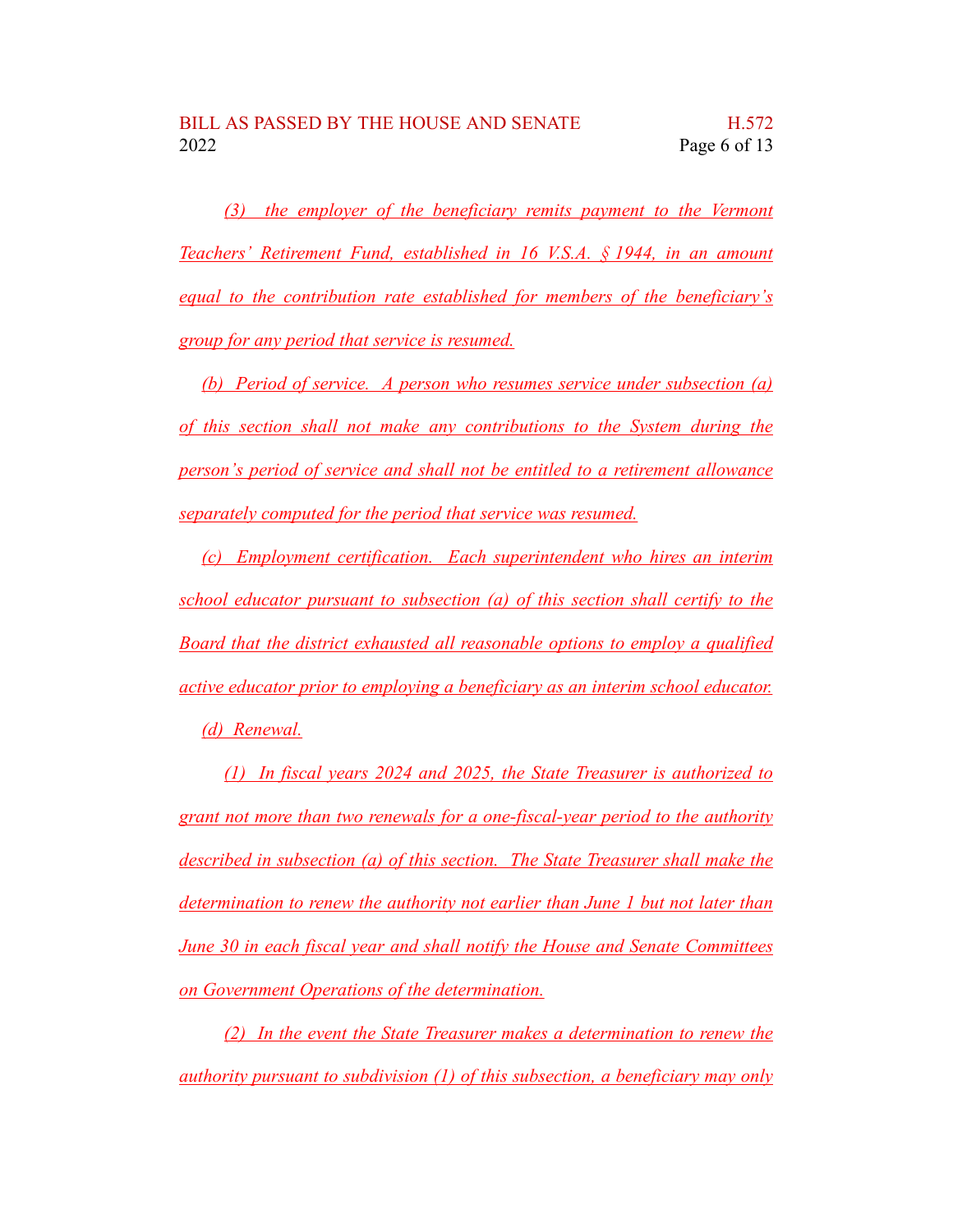(3) the employer of the beneficiary remits payment to the Vermont Teachers' Retirement Fund, established in 16 V.S.A. § 1944, in an amount equal to the contribution rate established for members of the beneficiary's group for any period that service is resumed.

(b) Period of service. A person who resumes service under subsection (a) of this section shall not make any contributions to the System during the person's period of service and shall not be entitled to a retirement allowance separately computed for the period that service was resumed.

(c) Employment certification. Each superintendent who hires an interim school educator pursuant to subsection (a) of this section shall certify to the Board that the district exhausted all reasonable options to employ a qualified active educator prior to employing a beneficiary as an interim school educator.

(d) Renewal.

(1) In fiscal years 2024 and 2025, the State Treasurer is authorized to grant not more than two renewals for a one-fiscal-year period to the authority described in subsection (a) of this section. The State Treasurer shall make the determination to renew the authority not earlier than June 1 but not later than June 30 in each fiscal year and shall notify the House and Senate Committees on Government Operations of the determination.

(2) In the event the State Treasurer makes a determination to renew the authority pursuant to subdivision (1) of this subsection, a beneficiary may only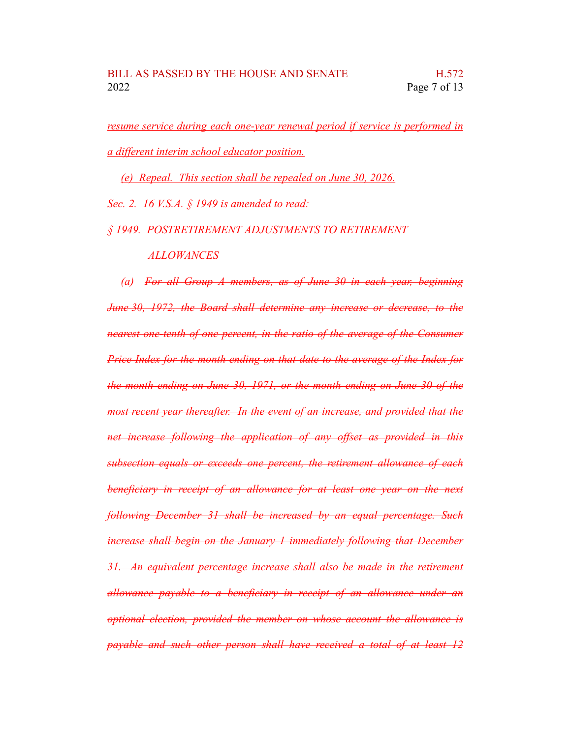<u>*resume service during each one-year renewal period if service is performed in a different interim school educator position.*</u>

<u>*(e) Repeal. This section shall be repealed on June 30, 2026.*</u>

*Sec. 2. 16 V.S.A. § 1949 is amended to read:*

*§ 1949. POSTRETIREMENT ADJUSTMENTS TO RETIREMENT ALLOWANCES*

*(a)* ~~*For all Group A members, as of June 30 in each year, beginning June 30, 1972, the Board shall determine any increase or decrease, to the nearest one-tenth of one percent, in the ratio of the average of the Consumer Price Index for the month ending on that date to the average of the Index for the month ending on June 30, 1971, or the month ending on June 30 of the most recent year thereafter. In the event of an increase, and provided that the net increase following the application of any offset as provided in this subsection equals or exceeds one percent, the retirement allowance of each beneficiary in receipt of an allowance for at least one year on the next following December 31 shall be increased by an equal percentage. Such increase shall begin on the January 1 immediately following that December 31. An equivalent percentage increase shall also be made in the retirement allowance payable to a beneficiary in receipt of an allowance under an optional election, provided the member on whose account the allowance is payable and such other person shall have received a total of at least 12*~~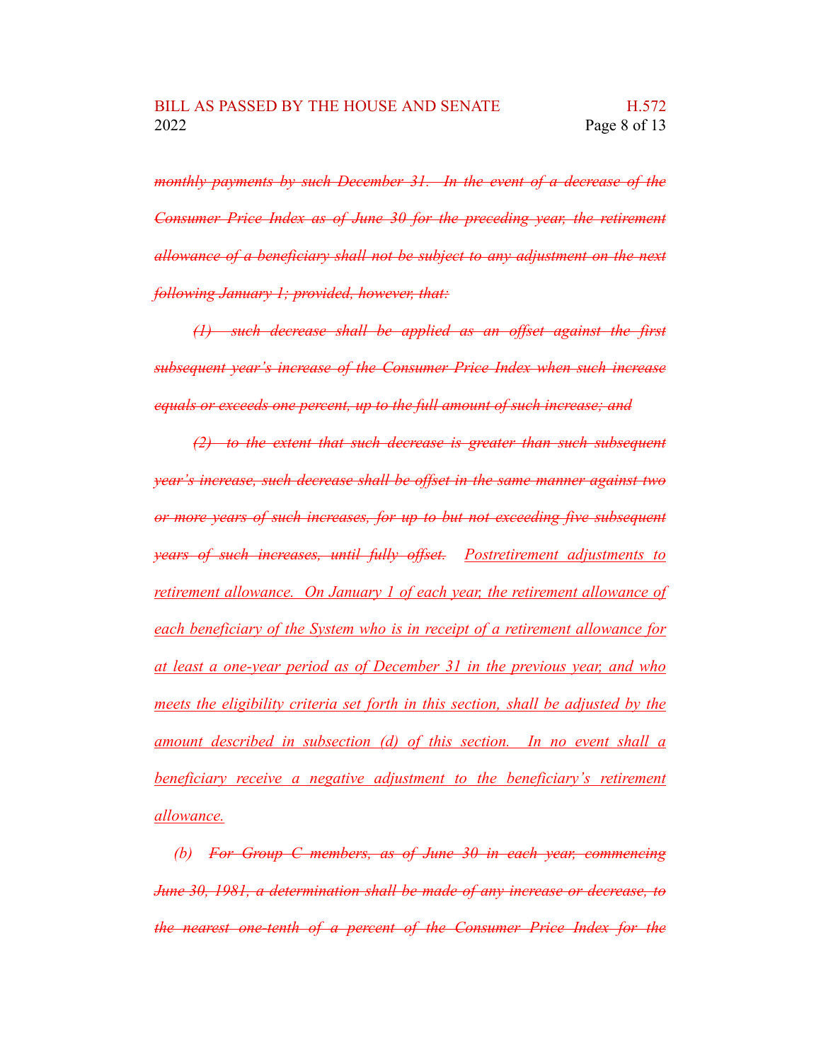~~*monthly payments by such December 31. In the event of a decrease of the Consumer Price Index as of June 30 for the preceding year, the retirement allowance of a beneficiary shall not be subject to any adjustment on the next following January 1; provided, however, that:*~~

~~*(1) such decrease shall be applied as an offset against the first subsequent year's increase of the Consumer Price Index when such increase equals or exceeds one percent, up to the full amount of such increase; and*~~

~~*(2) to the extent that such decrease is greater than such subsequent year's increase, such decrease shall be offset in the same manner against two or more years of such increases, for up to but not exceeding five subsequent years of such increases, until fully offset.*~~ <u>*Postretirement adjustments to retirement allowance. On January 1 of each year, the retirement allowance of each beneficiary of the System who is in receipt of a retirement allowance for at least a one-year period as of December 31 in the previous year, and who meets the eligibility criteria set forth in this section, shall be adjusted by the amount described in subsection (d) of this section. In no event shall a beneficiary receive a negative adjustment to the beneficiary's retirement allowance.*</u>

*(b)* ~~*For Group C members, as of June 30 in each year, commencing June 30, 1981, a determination shall be made of any increase or decrease, to the nearest one-tenth of a percent of the Consumer Price Index for the*~~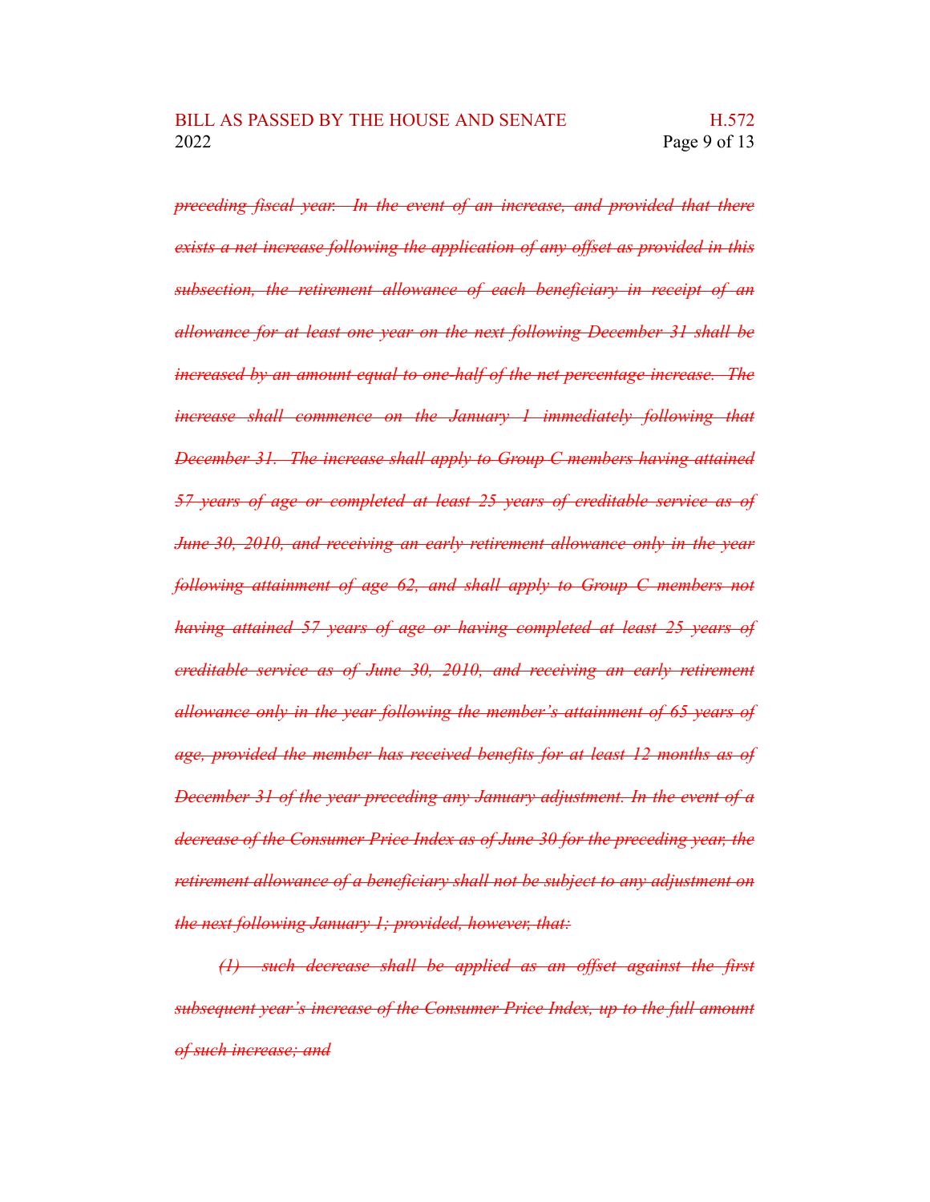~~*preceding fiscal year. In the event of an increase, and provided that there exists a net increase following the application of any offset as provided in this subsection, the retirement allowance of each beneficiary in receipt of an allowance for at least one year on the next following December 31 shall be increased by an amount equal to one-half of the net percentage increase. The increase shall commence on the January 1 immediately following that December 31. The increase shall apply to Group C members having attained 57 years of age or completed at least 25 years of creditable service as of June 30, 2010, and receiving an early retirement allowance only in the year following attainment of age 62, and shall apply to Group C members not having attained 57 years of age or having completed at least 25 years of creditable service as of June 30, 2010, and receiving an early retirement allowance only in the year following the member's attainment of 65 years of age, provided the member has received benefits for at least 12 months as of December 31 of the year preceding any January adjustment. In the event of a decrease of the Consumer Price Index as of June 30 for the preceding year, the retirement allowance of a beneficiary shall not be subject to any adjustment on the next following January 1; provided, however, that:*~~

~~*(1) such decrease shall be applied as an offset against the first subsequent year's increase of the Consumer Price Index, up to the full amount of such increase; and*~~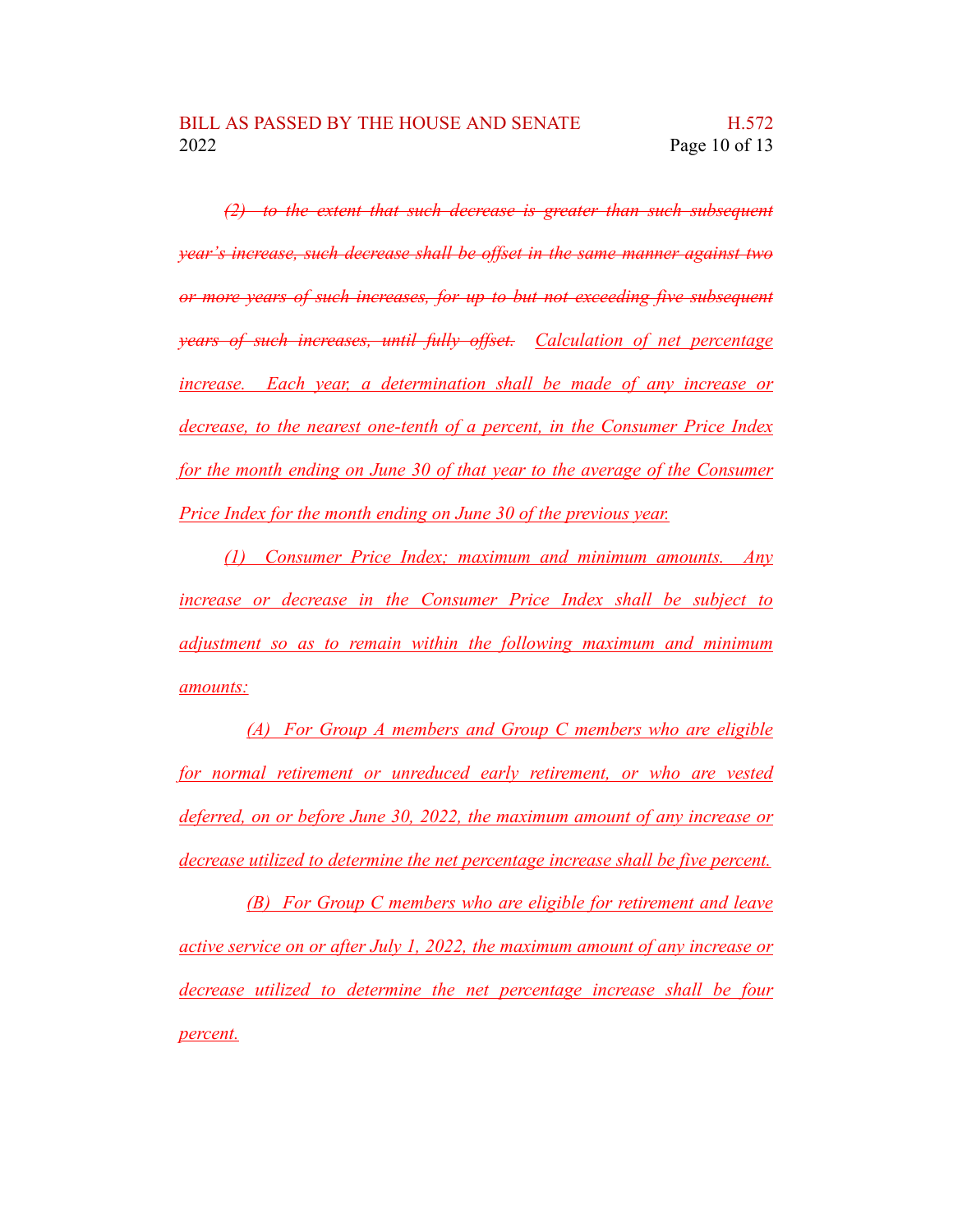~~*(2) to the extent that such decrease is greater than such subsequent year's increase, such decrease shall be offset in the same manner against two or more years of such increases, for up to but not exceeding five subsequent years of such increases, until fully offset.*~~ <u>*Calculation of net percentage increase. Each year, a determination shall be made of any increase or decrease, to the nearest one-tenth of a percent, in the Consumer Price Index for the month ending on June 30 of that year to the average of the Consumer Price Index for the month ending on June 30 of the previous year.*</u>

<u>*(1) Consumer Price Index; maximum and minimum amounts. Any increase or decrease in the Consumer Price Index shall be subject to adjustment so as to remain within the following maximum and minimum amounts:*</u>

<u>*(A) For Group A members and Group C members who are eligible for normal retirement or unreduced early retirement, or who are vested deferred, on or before June 30, 2022, the maximum amount of any increase or decrease utilized to determine the net percentage increase shall be five percent.*</u>

<u>*(B) For Group C members who are eligible for retirement and leave active service on or after July 1, 2022, the maximum amount of any increase or decrease utilized to determine the net percentage increase shall be four percent.*</u>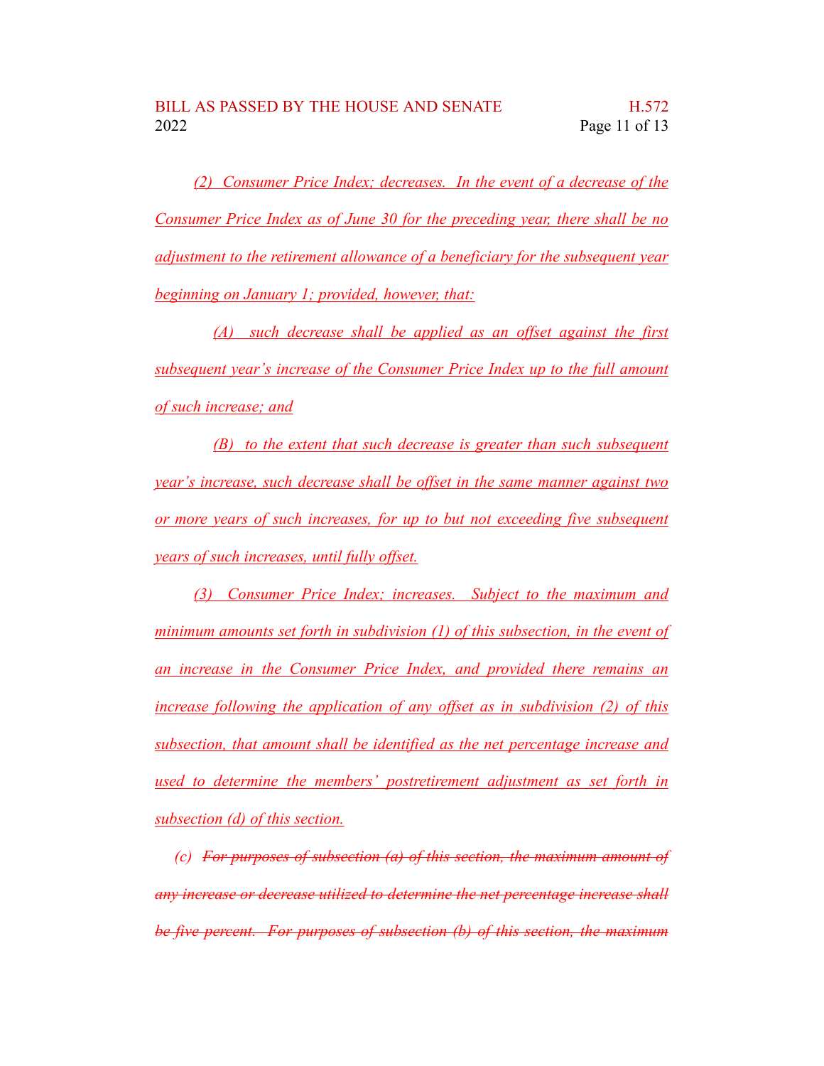(2) Consumer Price Index; decreases. In the event of a decrease of the Consumer Price Index as of June 30 for the preceding year, there shall be no adjustment to the retirement allowance of a beneficiary for the subsequent year beginning on January 1; provided, however, that:

(A) such decrease shall be applied as an offset against the first subsequent year's increase of the Consumer Price Index up to the full amount of such increase; and

(B) to the extent that such decrease is greater than such subsequent year's increase, such decrease shall be offset in the same manner against two or more years of such increases, for up to but not exceeding five subsequent years of such increases, until fully offset.

(3) Consumer Price Index; increases. Subject to the maximum and minimum amounts set forth in subdivision (1) of this subsection, in the event of an increase in the Consumer Price Index, and provided there remains an increase following the application of any offset as in subdivision (2) of this subsection, that amount shall be identified as the net percentage increase and used to determine the members' postretirement adjustment as set forth in subsection (d) of this section.

(c) ~~For purposes of subsection (a) of this section, the maximum amount of any increase or decrease utilized to determine the net percentage increase shall be five percent. For purposes of subsection (b) of this section, the maximum~~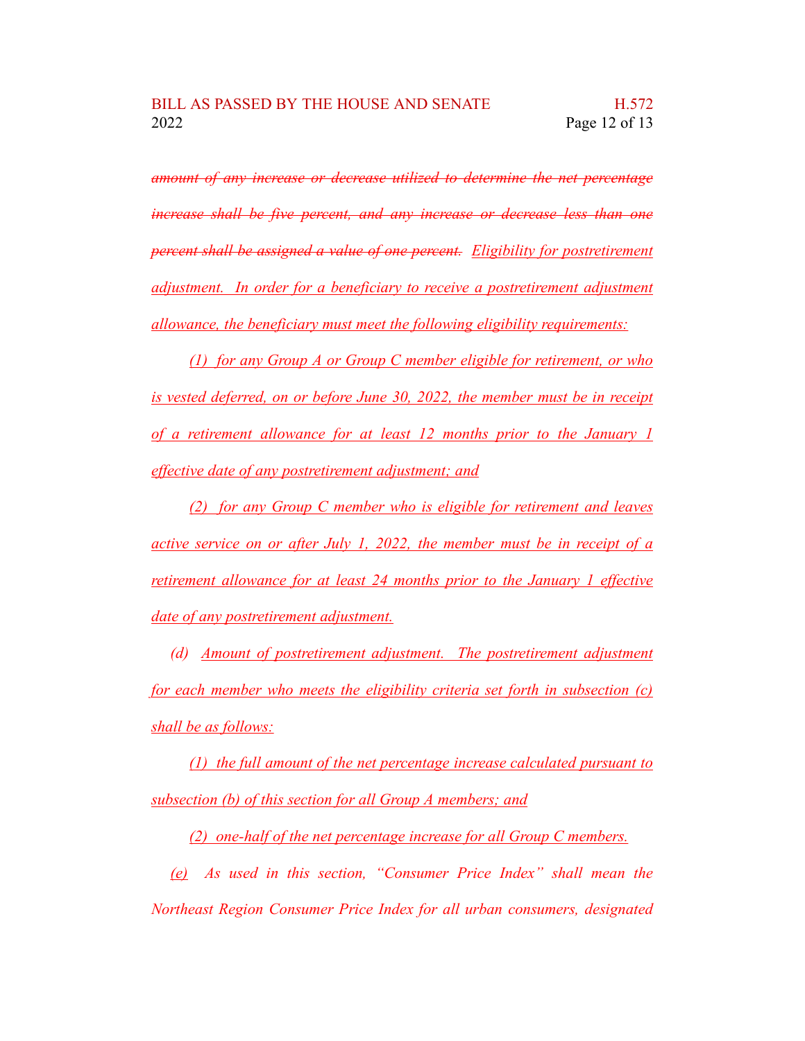~~*amount of any increase or decrease utilized to determine the net percentage increase shall be five percent, and any increase or decrease less than one percent shall be assigned a value of one percent.*~~ *Eligibility for postretirement adjustment. In order for a beneficiary to receive a postretirement adjustment allowance, the beneficiary must meet the following eligibility requirements:*

*(1) for any Group A or Group C member eligible for retirement, or who is vested deferred, on or before June 30, 2022, the member must be in receipt of a retirement allowance for at least 12 months prior to the January 1 effective date of any postretirement adjustment; and*

*(2) for any Group C member who is eligible for retirement and leaves active service on or after July 1, 2022, the member must be in receipt of a retirement allowance for at least 24 months prior to the January 1 effective date of any postretirement adjustment.*

*(d) Amount of postretirement adjustment. The postretirement adjustment for each member who meets the eligibility criteria set forth in subsection (c) shall be as follows:*

*(1) the full amount of the net percentage increase calculated pursuant to subsection (b) of this section for all Group A members; and*

*(2) one-half of the net percentage increase for all Group C members.*

*(e) As used in this section, "Consumer Price Index" shall mean the Northeast Region Consumer Price Index for all urban consumers, designated*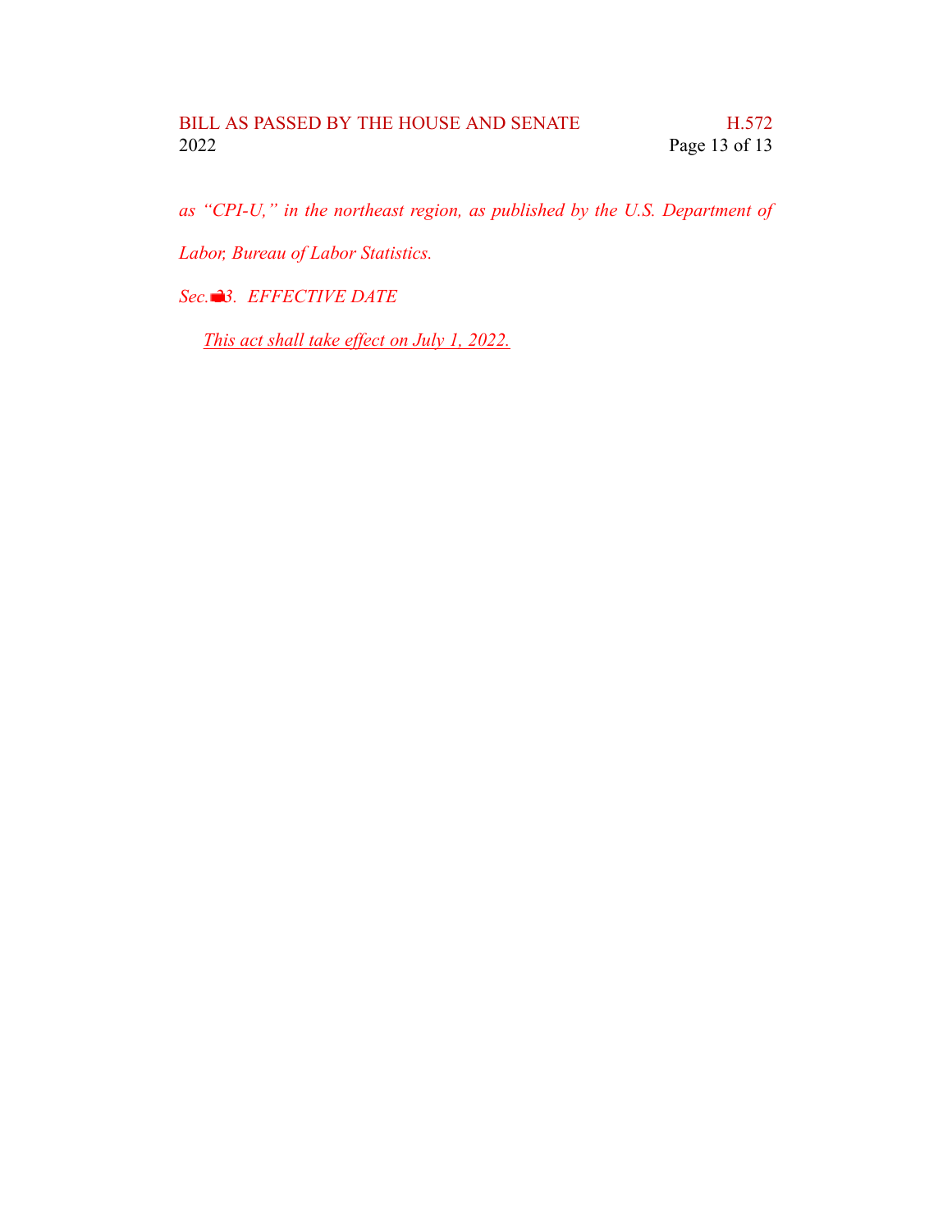*as "CPI-U," in the northeast region, as published by the U.S. Department of Labor, Bureau of Labor Statistics.*

*Sec. 3. EFFECTIVE DATE*

<u>*This act shall take effect on July 1, 2022.*</u>